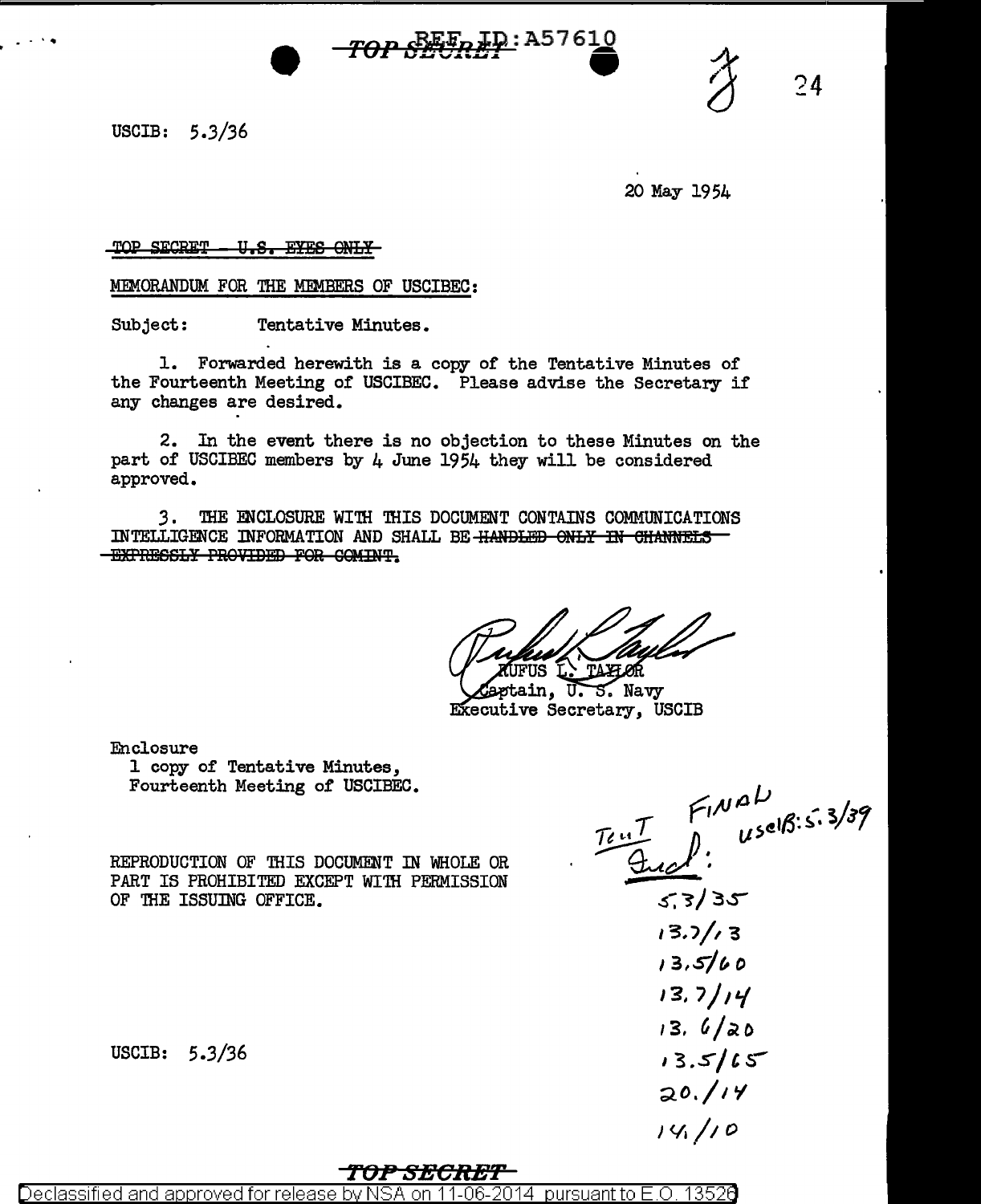TOP SECRET REF ID:A57610

USCIB: 5.3/36

20 May 1954

~~TOP SECRET - U.S. EYES ONLY~~

MEMORANDUM FOR THE MEMBERS OF USCIBEC:

Subject: Tentative Minutes.

1. Forwarded herewith is a copy of the Tentative Minutes of the Fourteenth Meeting of USCIBEC. Please advise the Secretary if any changes are desired.

2. In the event there is no objection to these Minutes on the part of USCIBEC members by 4 June 1954 they will be considered approved.

3. THE ENCLOSURE WITH THIS DOCUMENT CONTAINS COMMUNICATIONS INTELLIGENCE INFORMATION AND SHALL BE ~~HANDLED ONLY IN CHANNELS EXPRESSLY PROVIDED FOR COMINT.~~

RUFUS L. TAYLOR
Captain, U. S. Navy
Executive Secretary, USCIB

Enclosure
1 copy of Tentative Minutes,
Fourteenth Meeting of USCIBEC.

Tent FINAL
Encl: USCIB: 5.3/39

5.3/35
13.7/13
13.5/60
13.7/14
13.6/20
13.5/65
20./14
14/10

REPRODUCTION OF THIS DOCUMENT IN WHOLE OR PART IS PROHIBITED EXCEPT WITH PERMISSION OF THE ISSUING OFFICE.

USCIB: 5.3/36

TOP SECRET

Declassified and approved for release by NSA on 11-06-2014 pursuant to E.O. 13526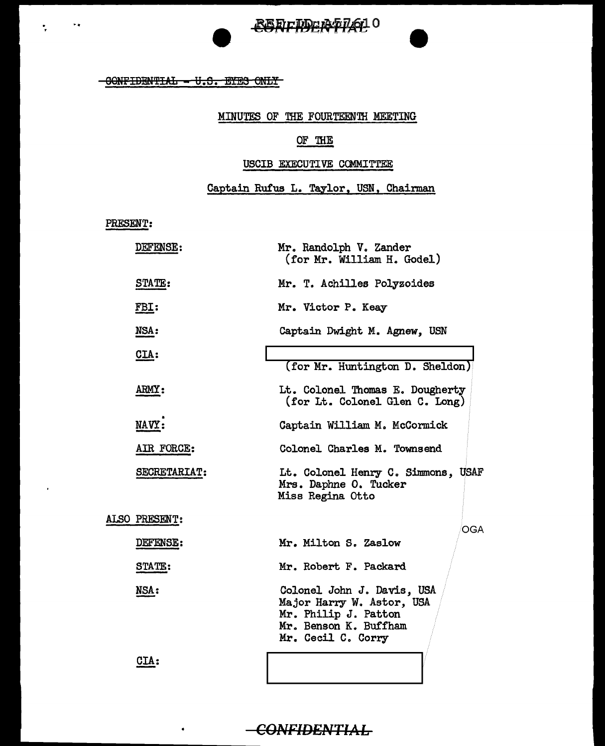CONFIDENTIAL - U.S. EYES ONLY

MINUTES OF THE FOURTEENTH MEETING

OF THE

USCIB EXECUTIVE COMMITTEE

Captain Rufus L. Taylor, USN, Chairman

PRESENT:

| | |
|---|---|
| DEFENSE: | Mr. Randolph V. Zander (for Mr. William H. Godel) |
| STATE: | Mr. T. Achilles Polyzoides |
| FBI: | Mr. Victor P. Keay |
| NSA: | Captain Dwight M. Agnew, USN |
| CIA: | [redacted] (for Mr. Huntington D. Sheldon) |
| ARMY: | Lt. Colonel Thomas E. Dougherty (for Lt. Colonel Glen C. Long) |
| NAVY: | Captain William M. McCormick |
| AIR FORCE: | Colonel Charles M. Townsend |
| SECRETARIAT: | Lt. Colonel Henry C. Simmons, USAF<br>Mrs. Daphne O. Tucker<br>Miss Regina Otto |

ALSO PRESENT:

OGA

| | |
|---|---|
| DEFENSE: | Mr. Milton S. Zaslow |
| STATE: | Mr. Robert F. Packard |
| NSA: | Colonel John J. Davis, USA<br>Major Harry W. Astor, USA<br>Mr. Philip J. Patton<br>Mr. Benson K. Buffham<br>Mr. Cecil C. Corry |
| CIA: | [redacted] |

CONFIDENTIAL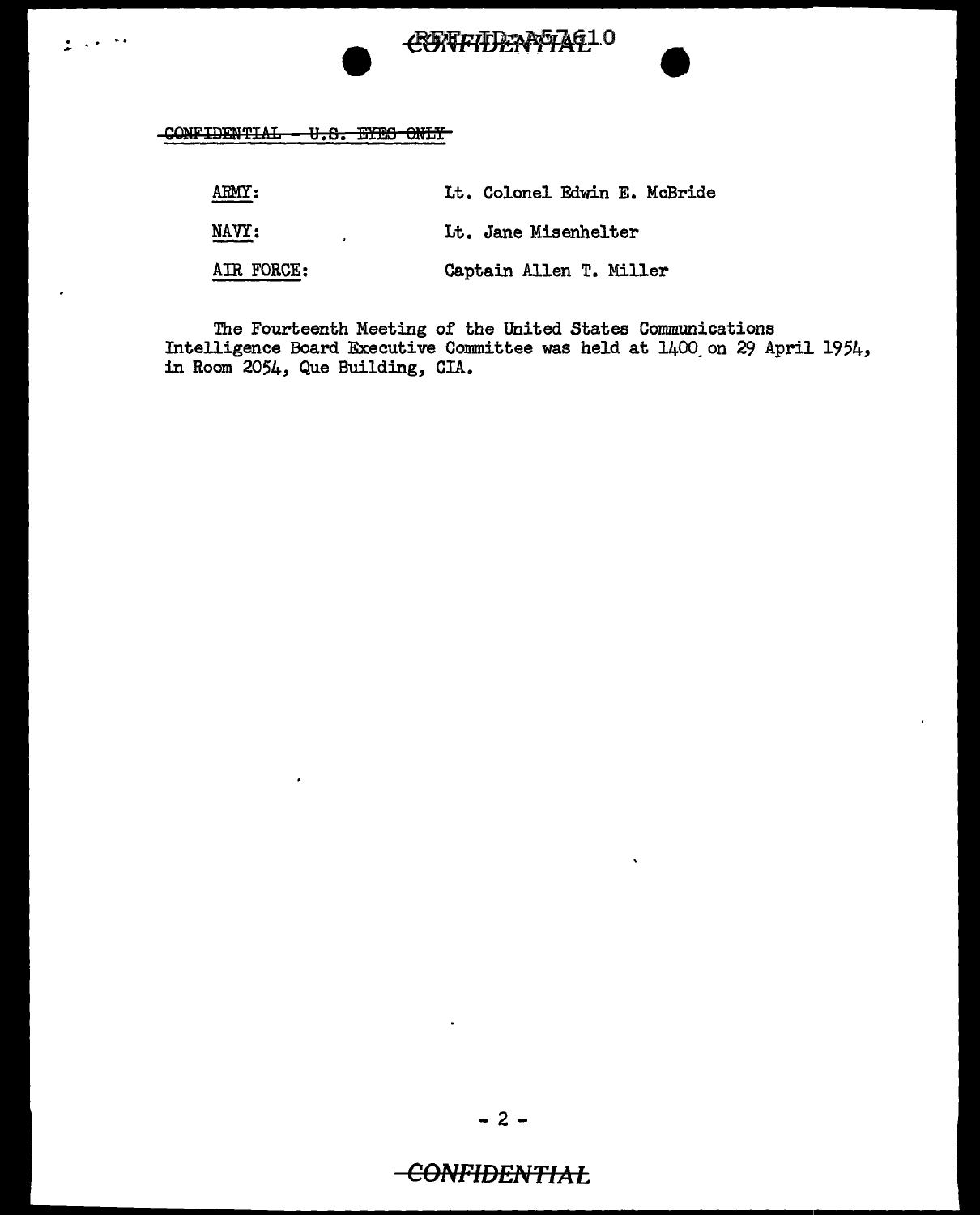~~CONFIDENTIAL - U.S. EYES ONLY~~

| | |
|---|---|
| ARMY: | Lt. Colonel Edwin E. McBride |
| NAVY: | Lt. Jane Misenhelter |
| AIR FORCE: | Captain Allen T. Miller |

The Fourteenth Meeting of the United States Communications Intelligence Board Executive Committee was held at 1400 on 29 April 1954, in Room 2054, Que Building, CIA.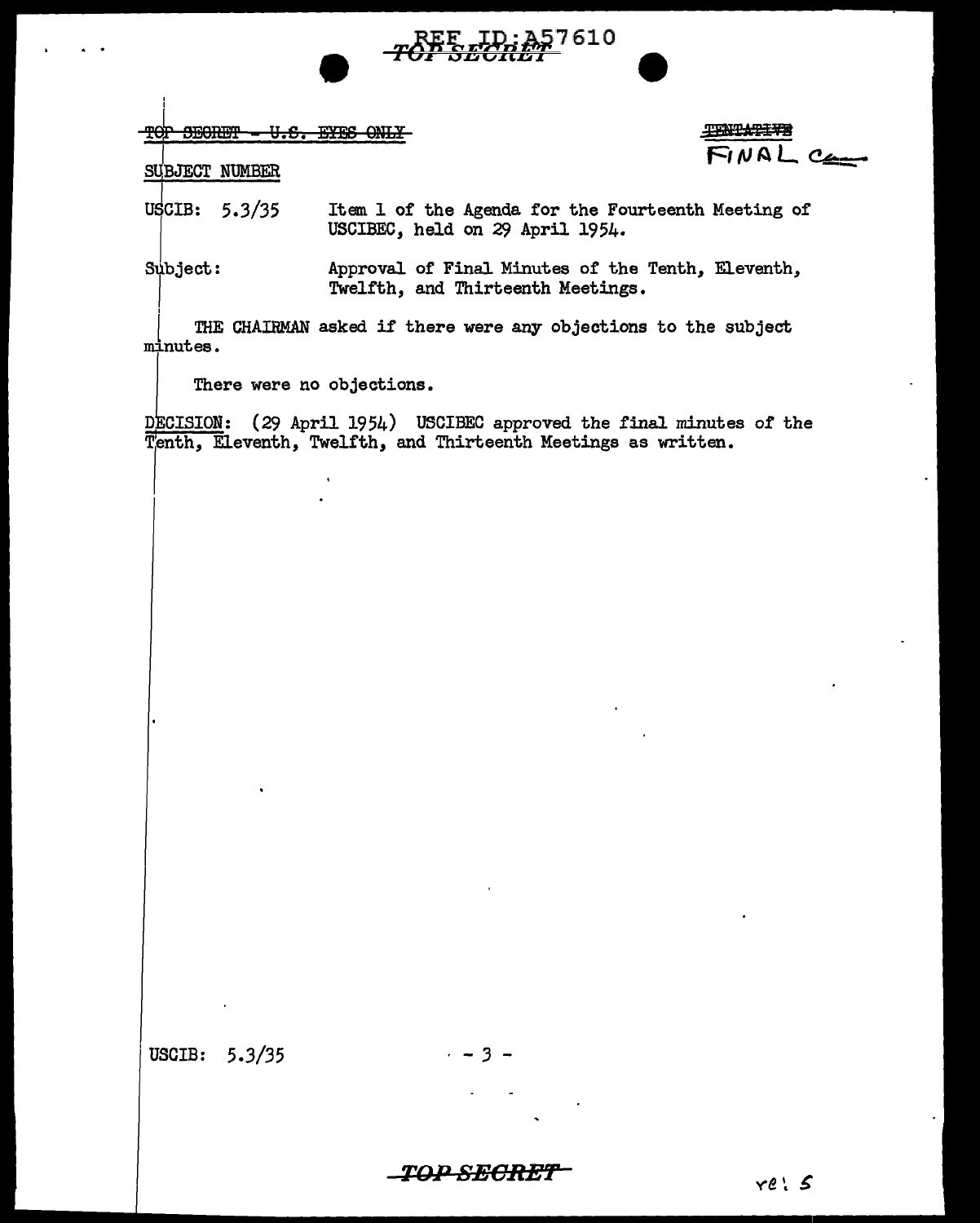~~TOP SECRET - U.S. EYES ONLY~~

~~TENTATIVE~~ FINAL

SUBJECT NUMBER

USCIB: 5.3/35 Item 1 of the Agenda for the Fourteenth Meeting of USCIBEC, held on 29 April 1954.

Subject: Approval of Final Minutes of the Tenth, Eleventh, Twelfth, and Thirteenth Meetings.

THE CHAIRMAN asked if there were any objections to the subject minutes.

There were no objections.

DECISION: (29 April 1954) USCIBEC approved the final minutes of the Tenth, Eleventh, Twelfth, and Thirteenth Meetings as written.

USCIB: 5.3/35

TOP SECRET

re: 5